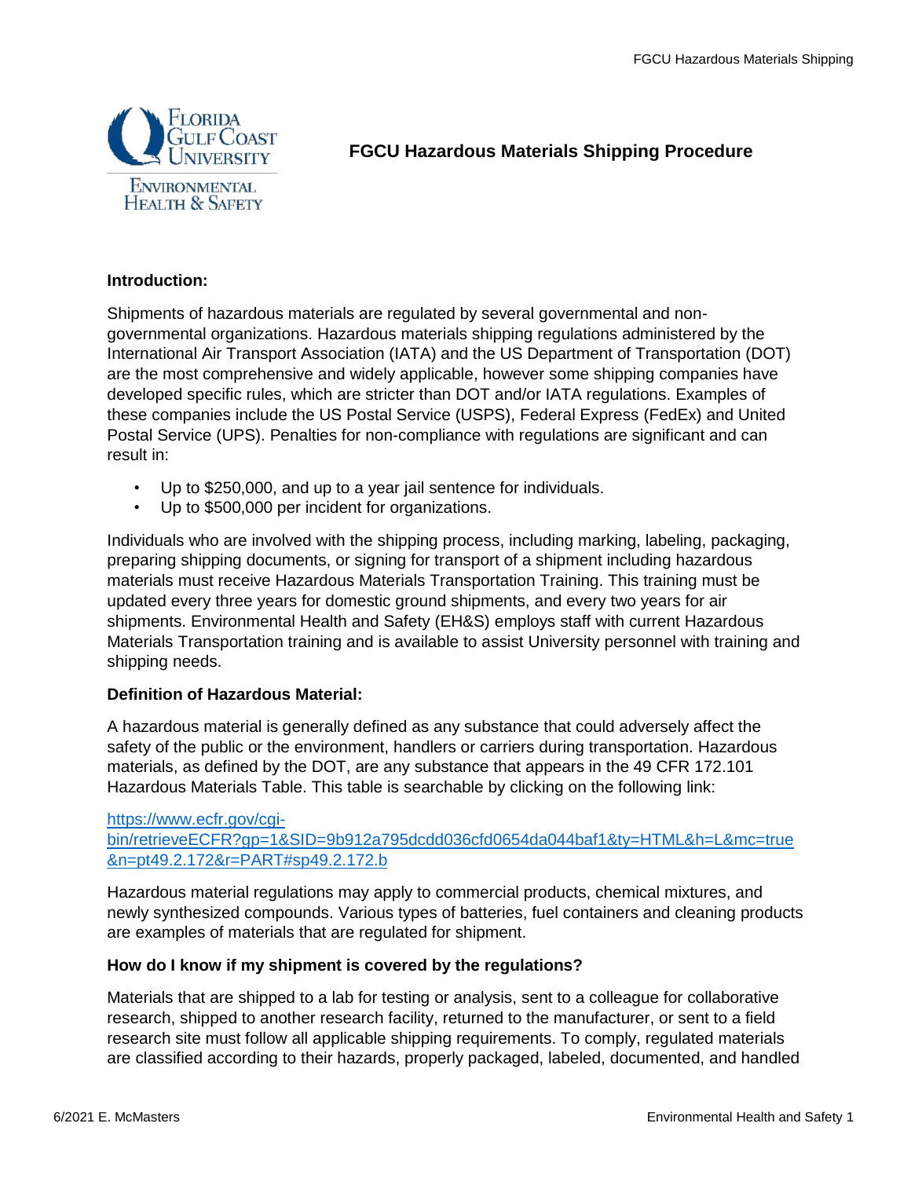# FGCU Hazardous Materials Shipping Procedure

**Introduction:**

Shipments of hazardous materials are regulated by several governmental and non-governmental organizations. Hazardous materials shipping regulations administered by the International Air Transport Association (IATA) and the US Department of Transportation (DOT) are the most comprehensive and widely applicable, however some shipping companies have developed specific rules, which are stricter than DOT and/or IATA regulations. Examples of these companies include the US Postal Service (USPS), Federal Express (FedEx) and United Postal Service (UPS). Penalties for non-compliance with regulations are significant and can result in:

- Up to $250,000, and up to a year jail sentence for individuals.
- Up to $500,000 per incident for organizations.

Individuals who are involved with the shipping process, including marking, labeling, packaging, preparing shipping documents, or signing for transport of a shipment including hazardous materials must receive Hazardous Materials Transportation Training. This training must be updated every three years for domestic ground shipments, and every two years for air shipments. Environmental Health and Safety (EH&S) employs staff with current Hazardous Materials Transportation training and is available to assist University personnel with training and shipping needs.

**Definition of Hazardous Material:**

A hazardous material is generally defined as any substance that could adversely affect the safety of the public or the environment, handlers or carriers during transportation. Hazardous materials, as defined by the DOT, are any substance that appears in the 49 CFR 172.101 Hazardous Materials Table. This table is searchable by clicking on the following link:

[https://www.ecfr.gov/cgi-bin/retrieveECFR?gp=1&SID=9b912a795dcdd036cfd0654da044baf1&ty=HTML&h=L&mc=true&n=pt49.2.172&r=PART#sp49.2.172.b](https://www.ecfr.gov/cgi-bin/retrieveECFR?gp=1&SID=9b912a795dcdd036cfd0654da044baf1&ty=HTML&h=L&mc=true&n=pt49.2.172&r=PART#sp49.2.172.b)

Hazardous material regulations may apply to commercial products, chemical mixtures, and newly synthesized compounds. Various types of batteries, fuel containers and cleaning products are examples of materials that are regulated for shipment.

**How do I know if my shipment is covered by the regulations?**

Materials that are shipped to a lab for testing or analysis, sent to a colleague for collaborative research, shipped to another research facility, returned to the manufacturer, or sent to a field research site must follow all applicable shipping requirements. To comply, regulated materials are classified according to their hazards, properly packaged, labeled, documented, and handled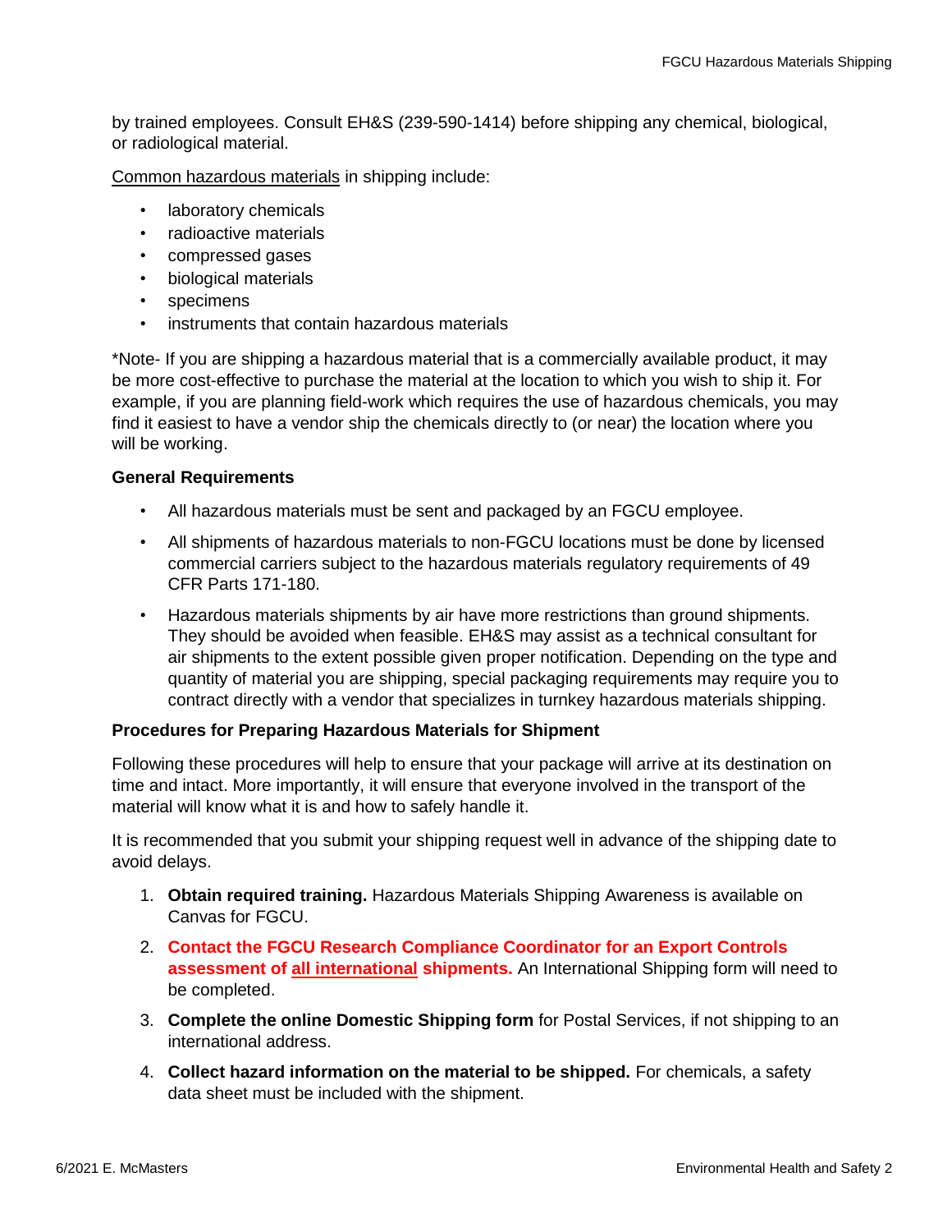by trained employees. Consult EH&S (239-590-1414) before shipping any chemical, biological, or radiological material.

Common hazardous materials in shipping include:

- laboratory chemicals
- radioactive materials
- compressed gases
- biological materials
- specimens
- instruments that contain hazardous materials

*Note- If you are shipping a hazardous material that is a commercially available product, it may be more cost-effective to purchase the material at the location to which you wish to ship it. For example, if you are planning field-work which requires the use of hazardous chemicals, you may find it easiest to have a vendor ship the chemicals directly to (or near) the location where you will be working.

**General Requirements**

- All hazardous materials must be sent and packaged by an FGCU employee.
- All shipments of hazardous materials to non-FGCU locations must be done by licensed commercial carriers subject to the hazardous materials regulatory requirements of 49 CFR Parts 171-180.
- Hazardous materials shipments by air have more restrictions than ground shipments. They should be avoided when feasible. EH&S may assist as a technical consultant for air shipments to the extent possible given proper notification. Depending on the type and quantity of material you are shipping, special packaging requirements may require you to contract directly with a vendor that specializes in turnkey hazardous materials shipping.

**Procedures for Preparing Hazardous Materials for Shipment**

Following these procedures will help to ensure that your package will arrive at its destination on time and intact. More importantly, it will ensure that everyone involved in the transport of the material will know what it is and how to safely handle it.

It is recommended that you submit your shipping request well in advance of the shipping date to avoid delays.

1. **Obtain required training.** Hazardous Materials Shipping Awareness is available on Canvas for FGCU.
2. **Contact the FGCU Research Compliance Coordinator for an Export Controls assessment of all international shipments.** An International Shipping form will need to be completed.
3. **Complete the online Domestic Shipping form** for Postal Services, if not shipping to an international address.
4. **Collect hazard information on the material to be shipped.** For chemicals, a safety data sheet must be included with the shipment.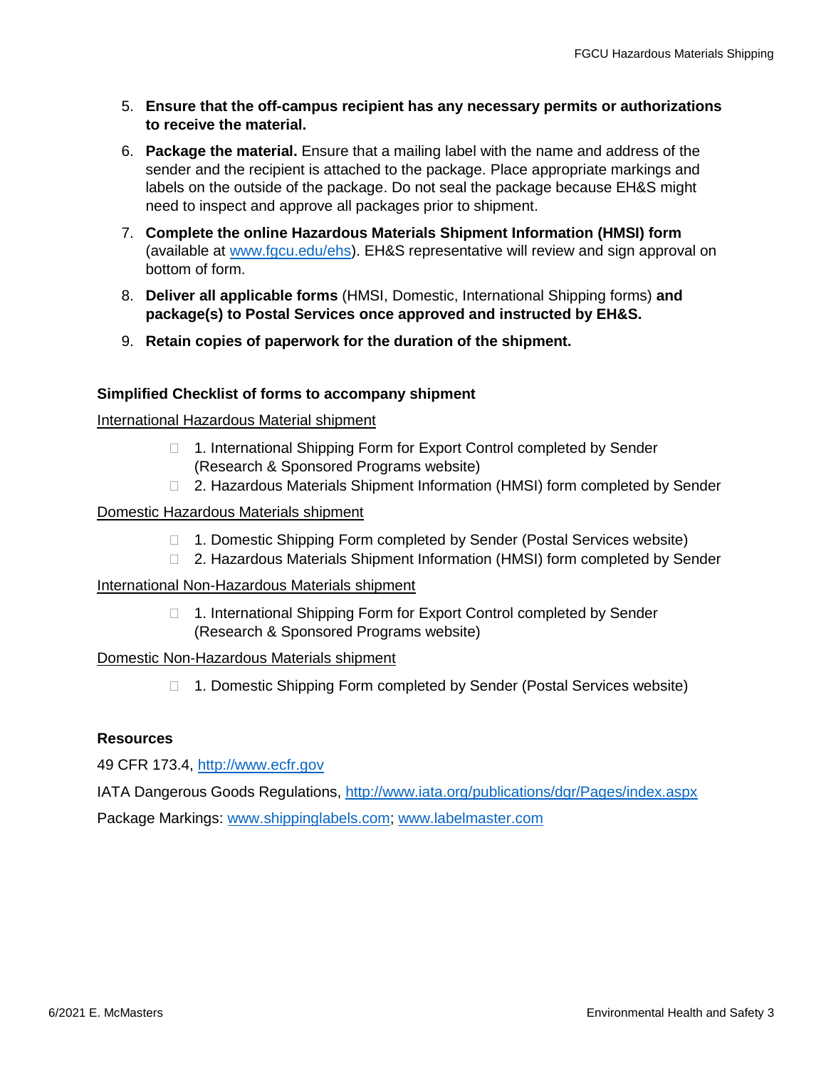5. **Ensure that the off-campus recipient has any necessary permits or authorizations to receive the material.**
6. **Package the material.** Ensure that a mailing label with the name and address of the sender and the recipient is attached to the package. Place appropriate markings and labels on the outside of the package. Do not seal the package because EH&S might need to inspect and approve all packages prior to shipment.
7. **Complete the online Hazardous Materials Shipment Information (HMSI) form** (available at [www.fgcu.edu/ehs](www.fgcu.edu/ehs)). EH&S representative will review and sign approval on bottom of form.
8. **Deliver all applicable forms** (HMSI, Domestic, International Shipping forms) **and package(s) to Postal Services once approved and instructed by EH&S.**
9. **Retain copies of paperwork for the duration of the shipment.**

### Simplified Checklist of forms to accompany shipment

International Hazardous Material shipment

- ☐ 1. International Shipping Form for Export Control completed by Sender (Research & Sponsored Programs website)
- ☐ 2. Hazardous Materials Shipment Information (HMSI) form completed by Sender

Domestic Hazardous Materials shipment

- ☐ 1. Domestic Shipping Form completed by Sender (Postal Services website)
- ☐ 2. Hazardous Materials Shipment Information (HMSI) form completed by Sender

International Non-Hazardous Materials shipment

- ☐ 1. International Shipping Form for Export Control completed by Sender (Research & Sponsored Programs website)

Domestic Non-Hazardous Materials shipment

- ☐ 1. Domestic Shipping Form completed by Sender (Postal Services website)

### Resources

49 CFR 173.4, [http://www.ecfr.gov](http://www.ecfr.gov)

IATA Dangerous Goods Regulations, [http://www.iata.org/publications/dgr/Pages/index.aspx](http://www.iata.org/publications/dgr/Pages/index.aspx)

Package Markings: [www.shippinglabels.com](www.shippinglabels.com); [www.labelmaster.com](www.labelmaster.com)